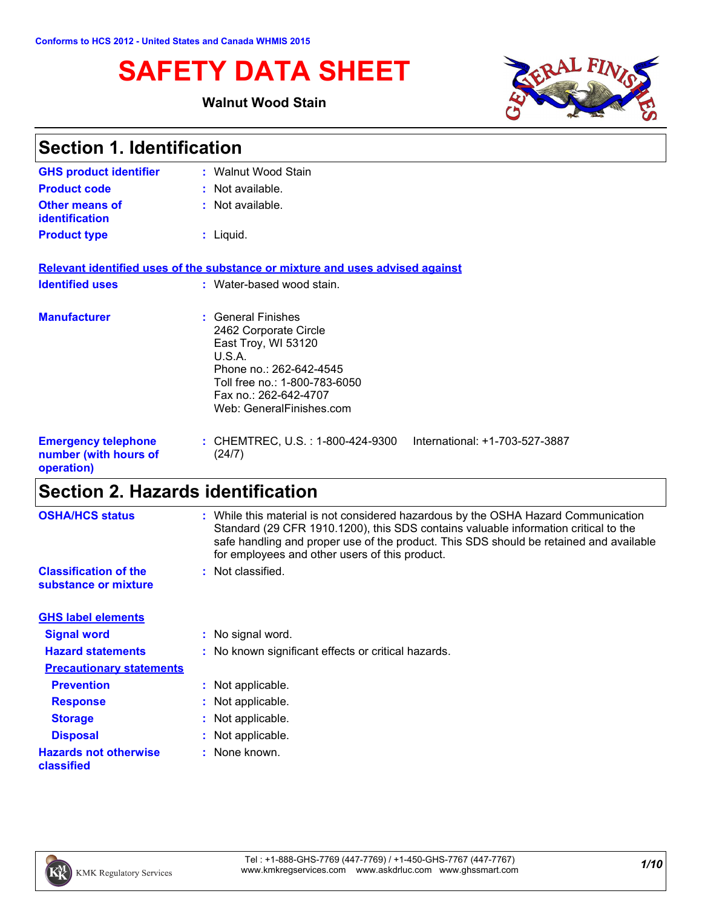Conforms to HCS 2012 - United States and Canada WHMIS 2015

# SAFETY DATA SHEET

**Walnut Wood Stain**

## Section 1. Identification

| | |
|---|---|
| **GHS product identifier** | : Walnut Wood Stain |
| **Product code** | : Not available. |
| **Other means of identification** | : Not available. |
| **Product type** | : Liquid. |

**Relevant identified uses of the substance or mixture and uses advised against**

| | |
|---|---|
| **Identified uses** | : Water-based wood stain. |
| **Manufacturer** | : General Finishes<br>2462 Corporate Circle<br>East Troy, WI 53120<br>U.S.A.<br>Phone no.: 262-642-4545<br>Toll free no.: 1-800-783-6050<br>Fax no.: 262-642-4707<br>Web: GeneralFinishes.com |
| **Emergency telephone number (with hours of operation)** | : CHEMTREC, U.S. : 1-800-424-9300 International: +1-703-527-3887 (24/7) |

## Section 2. Hazards identification

| | |
|---|---|
| **OSHA/HCS status** | : While this material is not considered hazardous by the OSHA Hazard Communication Standard (29 CFR 1910.1200), this SDS contains valuable information critical to the safe handling and proper use of the product. This SDS should be retained and available for employees and other users of this product. |
| **Classification of the substance or mixture** | : Not classified. |

**GHS label elements**

| | |
|---|---|
| **Signal word** | : No signal word. |
| **Hazard statements** | : No known significant effects or critical hazards. |

**Precautionary statements**

| | |
|---|---|
| **Prevention** | : Not applicable. |
| **Response** | : Not applicable. |
| **Storage** | : Not applicable. |
| **Disposal** | : Not applicable. |
| **Hazards not otherwise classified** | : None known. |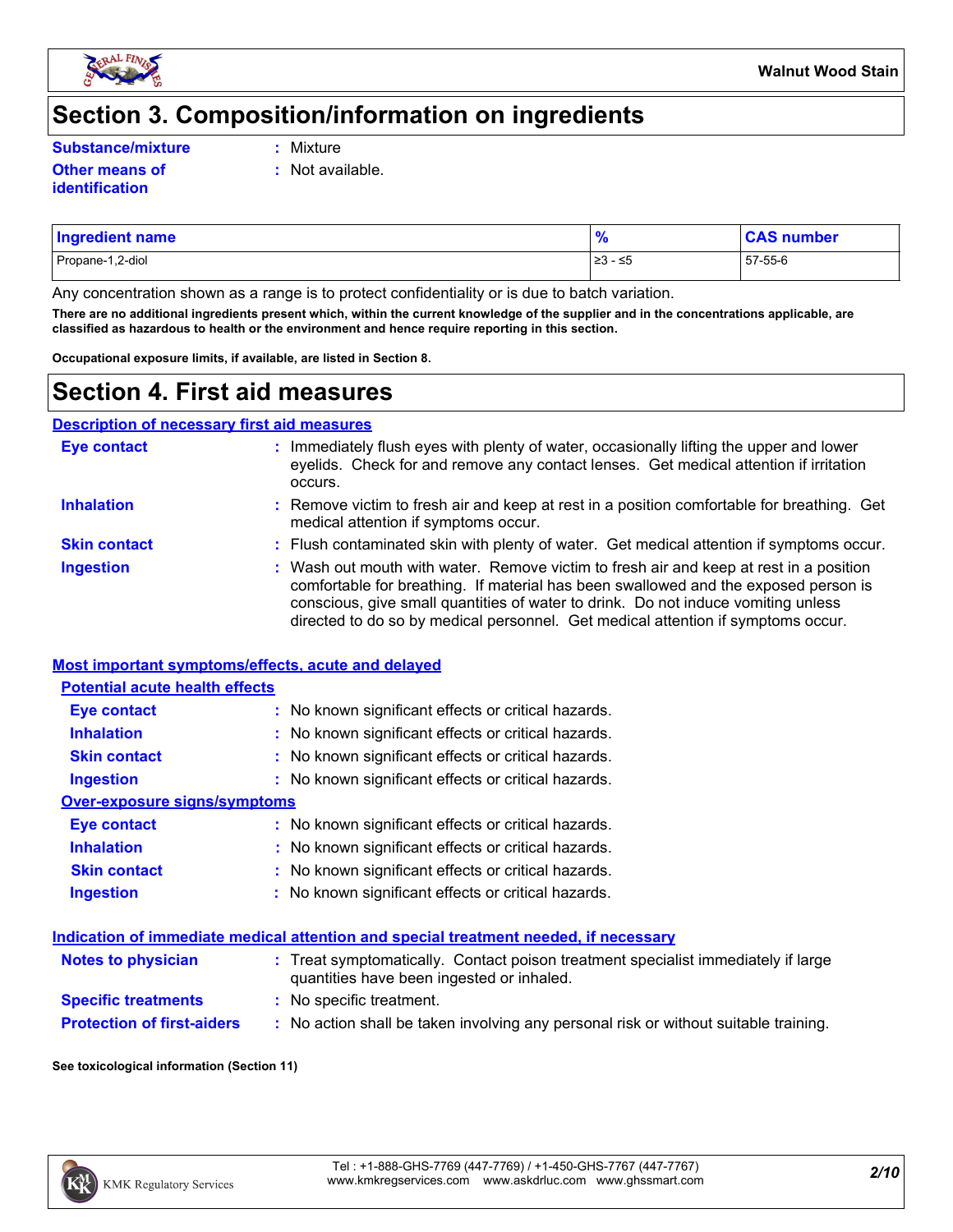# Section 3. Composition/information on ingredients

**Substance/mixture** : Mixture

**Other means of identification** : Not available.

| Ingredient name | % | CAS number |
|---|---|---|
| Propane-1,2-diol | ≥3 - ≤5 | 57-55-6 |

Any concentration shown as a range is to protect confidentiality or is due to batch variation.

**There are no additional ingredients present which, within the current knowledge of the supplier and in the concentrations applicable, are classified as hazardous to health or the environment and hence require reporting in this section.**

**Occupational exposure limits, if available, are listed in Section 8.**

# Section 4. First aid measures

## Description of necessary first aid measures

**Eye contact** : Immediately flush eyes with plenty of water, occasionally lifting the upper and lower eyelids. Check for and remove any contact lenses. Get medical attention if irritation occurs.

**Inhalation** : Remove victim to fresh air and keep at rest in a position comfortable for breathing. Get medical attention if symptoms occur.

**Skin contact** : Flush contaminated skin with plenty of water. Get medical attention if symptoms occur.

**Ingestion** : Wash out mouth with water. Remove victim to fresh air and keep at rest in a position comfortable for breathing. If material has been swallowed and the exposed person is conscious, give small quantities of water to drink. Do not induce vomiting unless directed to do so by medical personnel. Get medical attention if symptoms occur.

## Most important symptoms/effects, acute and delayed

### Potential acute health effects

**Eye contact** : No known significant effects or critical hazards.

**Inhalation** : No known significant effects or critical hazards.

**Skin contact** : No known significant effects or critical hazards.

**Ingestion** : No known significant effects or critical hazards.

### Over-exposure signs/symptoms

**Eye contact** : No known significant effects or critical hazards.

**Inhalation** : No known significant effects or critical hazards.

**Skin contact** : No known significant effects or critical hazards.

**Ingestion** : No known significant effects or critical hazards.

## Indication of immediate medical attention and special treatment needed, if necessary

**Notes to physician** : Treat symptomatically. Contact poison treatment specialist immediately if large quantities have been ingested or inhaled.

**Specific treatments** : No specific treatment.

**Protection of first-aiders** : No action shall be taken involving any personal risk or without suitable training.

**See toxicological information (Section 11)**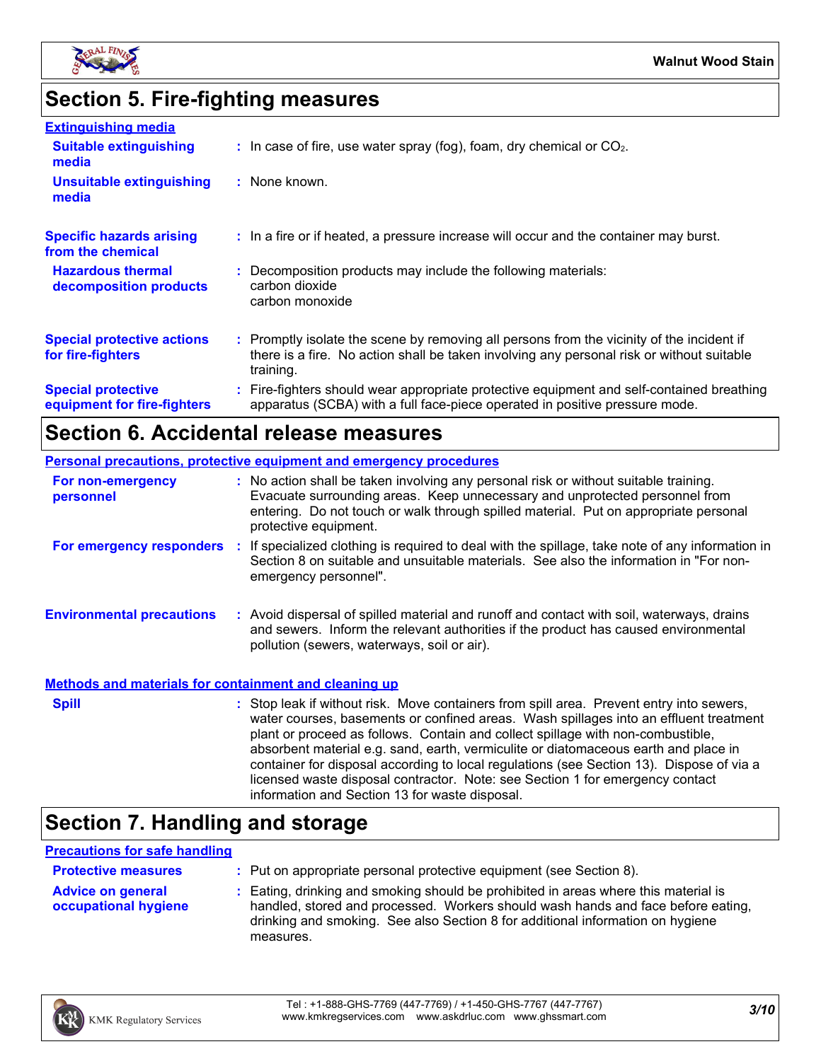## Section 5. Fire-fighting measures

**Extinguishing media**

**Suitable extinguishing media** : In case of fire, use water spray (fog), foam, dry chemical or $CO_2$.

**Unsuitable extinguishing media** : None known.

**Specific hazards arising from the chemical** : In a fire or if heated, a pressure increase will occur and the container may burst.

**Hazardous thermal decomposition products** : Decomposition products may include the following materials:
carbon dioxide
carbon monoxide

**Special protective actions for fire-fighters** : Promptly isolate the scene by removing all persons from the vicinity of the incident if there is a fire. No action shall be taken involving any personal risk or without suitable training.

**Special protective equipment for fire-fighters** : Fire-fighters should wear appropriate protective equipment and self-contained breathing apparatus (SCBA) with a full face-piece operated in positive pressure mode.

## Section 6. Accidental release measures

**Personal precautions, protective equipment and emergency procedures**

**For non-emergency personnel** : No action shall be taken involving any personal risk or without suitable training. Evacuate surrounding areas. Keep unnecessary and unprotected personnel from entering. Do not touch or walk through spilled material. Put on appropriate personal protective equipment.

**For emergency responders** : If specialized clothing is required to deal with the spillage, take note of any information in Section 8 on suitable and unsuitable materials. See also the information in "For non-emergency personnel".

**Environmental precautions** : Avoid dispersal of spilled material and runoff and contact with soil, waterways, drains and sewers. Inform the relevant authorities if the product has caused environmental pollution (sewers, waterways, soil or air).

**Methods and materials for containment and cleaning up**

**Spill** : Stop leak if without risk. Move containers from spill area. Prevent entry into sewers, water courses, basements or confined areas. Wash spillages into an effluent treatment plant or proceed as follows. Contain and collect spillage with non-combustible, absorbent material e.g. sand, earth, vermiculite or diatomaceous earth and place in container for disposal according to local regulations (see Section 13). Dispose of via a licensed waste disposal contractor. Note: see Section 1 for emergency contact information and Section 13 for waste disposal.

## Section 7. Handling and storage

**Precautions for safe handling**

**Protective measures** : Put on appropriate personal protective equipment (see Section 8).

**Advice on general occupational hygiene** : Eating, drinking and smoking should be prohibited in areas where this material is handled, stored and processed. Workers should wash hands and face before eating, drinking and smoking. See also Section 8 for additional information on hygiene measures.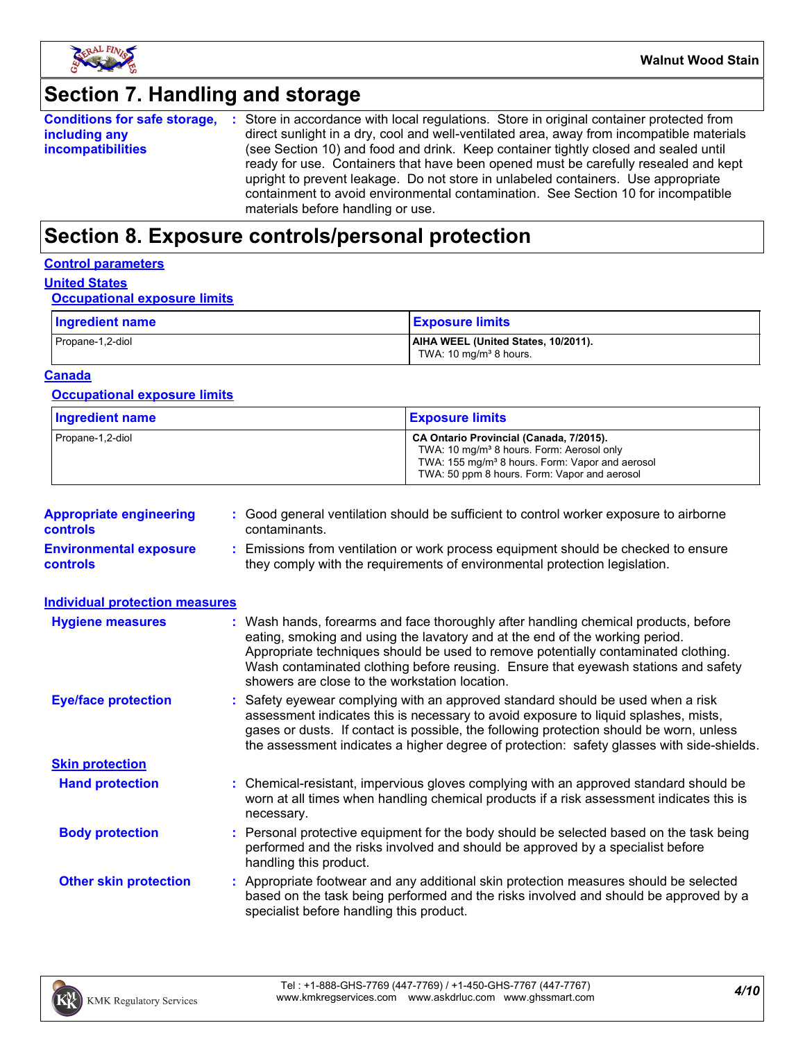## Section 7. Handling and storage

**Conditions for safe storage, including any incompatibilities** : Store in accordance with local regulations. Store in original container protected from direct sunlight in a dry, cool and well-ventilated area, away from incompatible materials (see Section 10) and food and drink. Keep container tightly closed and sealed until ready for use. Containers that have been opened must be carefully resealed and kept upright to prevent leakage. Do not store in unlabeled containers. Use appropriate containment to avoid environmental contamination. See Section 10 for incompatible materials before handling or use.

## Section 8. Exposure controls/personal protection

### Control parameters

#### United States

##### Occupational exposure limits

| Ingredient name | Exposure limits |
| --- | --- |
| Propane-1,2-diol | **AIHA WEEL (United States, 10/2011).**<br>TWA: 10 mg/m³ 8 hours. |

#### Canada

##### Occupational exposure limits

| Ingredient name | Exposure limits |
| --- | --- |
| Propane-1,2-diol | **CA Ontario Provincial (Canada, 7/2015).**<br>TWA: 10 mg/m³ 8 hours. Form: Aerosol only<br>TWA: 155 mg/m³ 8 hours. Form: Vapor and aerosol<br>TWA: 50 ppm 8 hours. Form: Vapor and aerosol |

**Appropriate engineering controls** : Good general ventilation should be sufficient to control worker exposure to airborne contaminants.

**Environmental exposure controls** : Emissions from ventilation or work process equipment should be checked to ensure they comply with the requirements of environmental protection legislation.

### Individual protection measures

**Hygiene measures** : Wash hands, forearms and face thoroughly after handling chemical products, before eating, smoking and using the lavatory and at the end of the working period. Appropriate techniques should be used to remove potentially contaminated clothing. Wash contaminated clothing before reusing. Ensure that eyewash stations and safety showers are close to the workstation location.

**Eye/face protection** : Safety eyewear complying with an approved standard should be used when a risk assessment indicates this is necessary to avoid exposure to liquid splashes, mists, gases or dusts. If contact is possible, the following protection should be worn, unless the assessment indicates a higher degree of protection: safety glasses with side-shields.

#### Skin protection

**Hand protection** : Chemical-resistant, impervious gloves complying with an approved standard should be worn at all times when handling chemical products if a risk assessment indicates this is necessary.

**Body protection** : Personal protective equipment for the body should be selected based on the task being performed and the risks involved and should be approved by a specialist before handling this product.

**Other skin protection** : Appropriate footwear and any additional skin protection measures should be selected based on the task being performed and the risks involved and should be approved by a specialist before handling this product.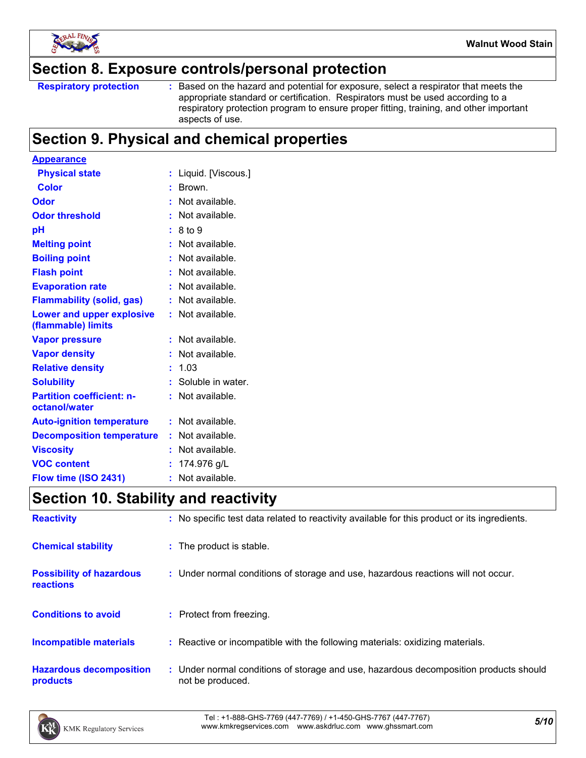## Section 8. Exposure controls/personal protection

| | | |
|---|---|---|
| **Respiratory protection** | : | Based on the hazard and potential for exposure, select a respirator that meets the appropriate standard or certification. Respirators must be used according to a respiratory protection program to ensure proper fitting, training, and other important aspects of use. |

## Section 9. Physical and chemical properties

**Appearance**

| | | |
|---|---|---|
| **Physical state** | : | Liquid. [Viscous.] |
| **Color** | : | Brown. |
| **Odor** | : | Not available. |
| **Odor threshold** | : | Not available. |
| **pH** | : | 8 to 9 |
| **Melting point** | : | Not available. |
| **Boiling point** | : | Not available. |
| **Flash point** | : | Not available. |
| **Evaporation rate** | : | Not available. |
| **Flammability (solid, gas)** | : | Not available. |
| **Lower and upper explosive (flammable) limits** | : | Not available. |
| **Vapor pressure** | : | Not available. |
| **Vapor density** | : | Not available. |
| **Relative density** | : | 1.03 |
| **Solubility** | : | Soluble in water. |
| **Partition coefficient: n-octanol/water** | : | Not available. |
| **Auto-ignition temperature** | : | Not available. |
| **Decomposition temperature** | : | Not available. |
| **Viscosity** | : | Not available. |
| **VOC content** | : | 174.976 g/L |
| **Flow time (ISO 2431)** | : | Not available. |

## Section 10. Stability and reactivity

| | | |
|---|---|---|
| **Reactivity** | : | No specific test data related to reactivity available for this product or its ingredients. |
| **Chemical stability** | : | The product is stable. |
| **Possibility of hazardous reactions** | : | Under normal conditions of storage and use, hazardous reactions will not occur. |
| **Conditions to avoid** | : | Protect from freezing. |
| **Incompatible materials** | : | Reactive or incompatible with the following materials: oxidizing materials. |
| **Hazardous decomposition products** | : | Under normal conditions of storage and use, hazardous decomposition products should not be produced. |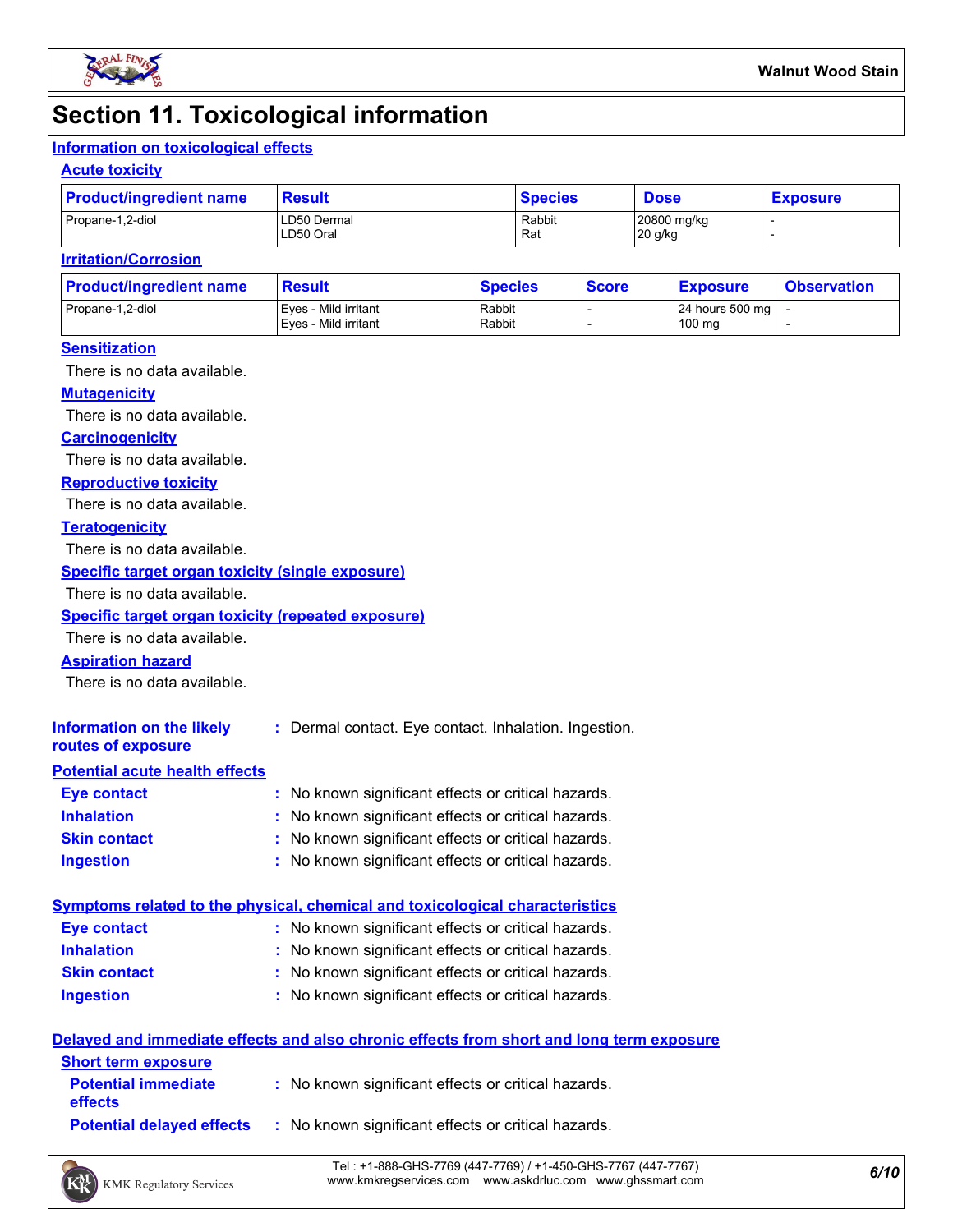# Section 11. Toxicological information

## Information on toxicological effects

### Acute toxicity

| Product/ingredient name | Result | Species | Dose | Exposure |
|---|---|---|---|---|
| Propane-1,2-diol | LD50 Dermal<br>LD50 Oral | Rabbit<br>Rat | 20800 mg/kg<br>20 g/kg | -<br>- |

### Irritation/Corrosion

| Product/ingredient name | Result | Species | Score | Exposure | Observation |
|---|---|---|---|---|---|
| Propane-1,2-diol | Eyes - Mild irritant<br>Eyes - Mild irritant | Rabbit<br>Rabbit | -<br>- | 24 hours 500 mg<br>100 mg | -<br>- |

### Sensitization

There is no data available.

### Mutagenicity

There is no data available.

### Carcinogenicity

There is no data available.

### Reproductive toxicity

There is no data available.

### Teratogenicity

There is no data available.

### Specific target organ toxicity (single exposure)

There is no data available.

### Specific target organ toxicity (repeated exposure)

There is no data available.

### Aspiration hazard

There is no data available.

**Information on the likely routes of exposure** : Dermal contact. Eye contact. Inhalation. Ingestion.

## Potential acute health effects

**Eye contact** : No known significant effects or critical hazards.

**Inhalation** : No known significant effects or critical hazards.

**Skin contact** : No known significant effects or critical hazards.

**Ingestion** : No known significant effects or critical hazards.

## Symptoms related to the physical, chemical and toxicological characteristics

**Eye contact** : No known significant effects or critical hazards.

**Inhalation** : No known significant effects or critical hazards.

**Skin contact** : No known significant effects or critical hazards.

**Ingestion** : No known significant effects or critical hazards.

## Delayed and immediate effects and also chronic effects from short and long term exposure

### Short term exposure

**Potential immediate effects** : No known significant effects or critical hazards.

**Potential delayed effects** : No known significant effects or critical hazards.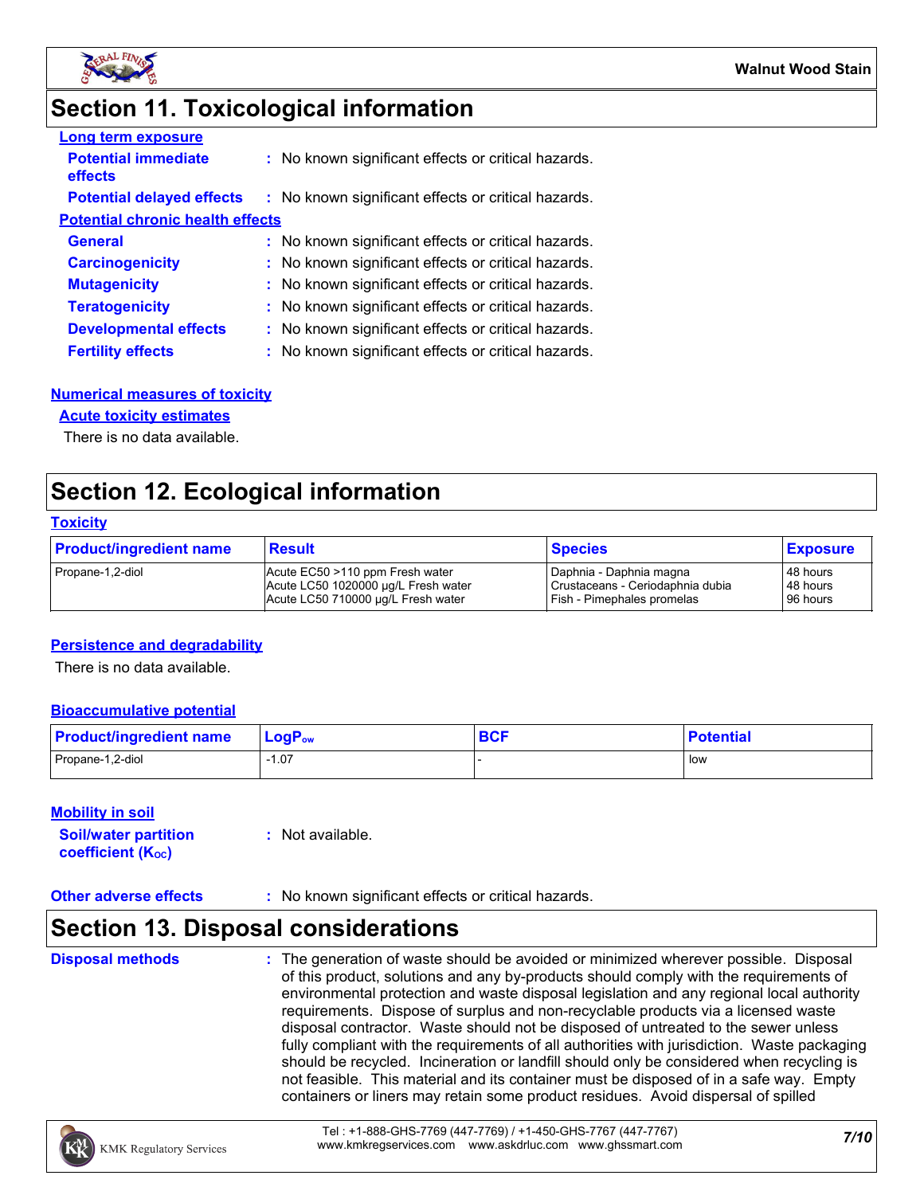## Section 11. Toxicological information

**Long term exposure**

**Potential immediate effects** : No known significant effects or critical hazards.

**Potential delayed effects** : No known significant effects or critical hazards.

**Potential chronic health effects**

**General** : No known significant effects or critical hazards.

**Carcinogenicity** : No known significant effects or critical hazards.

**Mutagenicity** : No known significant effects or critical hazards.

**Teratogenicity** : No known significant effects or critical hazards.

**Developmental effects** : No known significant effects or critical hazards.

**Fertility effects** : No known significant effects or critical hazards.

**Numerical measures of toxicity**

**Acute toxicity estimates**

There is no data available.

## Section 12. Ecological information

**Toxicity**

| Product/ingredient name | Result | Species | Exposure |
|---|---|---|---|
| Propane-1,2-diol | Acute EC50 >110 ppm Fresh water<br>Acute LC50 1020000 µg/L Fresh water<br>Acute LC50 710000 µg/L Fresh water | Daphnia - Daphnia magna<br>Crustaceans - Ceriodaphnia dubia<br>Fish - Pimephales promelas | 48 hours<br>48 hours<br>96 hours |

**Persistence and degradability**

There is no data available.

**Bioaccumulative potential**

| Product/ingredient name | $LogP_{ow}$ | BCF | Potential |
|---|---|---|---|
| Propane-1,2-diol | -1.07 | - | low |

**Mobility in soil**

**Soil/water partition coefficient ($K_{OC}$)** : Not available.

**Other adverse effects** : No known significant effects or critical hazards.

## Section 13. Disposal considerations

**Disposal methods** : The generation of waste should be avoided or minimized wherever possible. Disposal of this product, solutions and any by-products should comply with the requirements of environmental protection and waste disposal legislation and any regional local authority requirements. Dispose of surplus and non-recyclable products via a licensed waste disposal contractor. Waste should not be disposed of untreated to the sewer unless fully compliant with the requirements of all authorities with jurisdiction. Waste packaging should be recycled. Incineration or landfill should only be considered when recycling is not feasible. This material and its container must be disposed of in a safe way. Empty containers or liners may retain some product residues. Avoid dispersal of spilled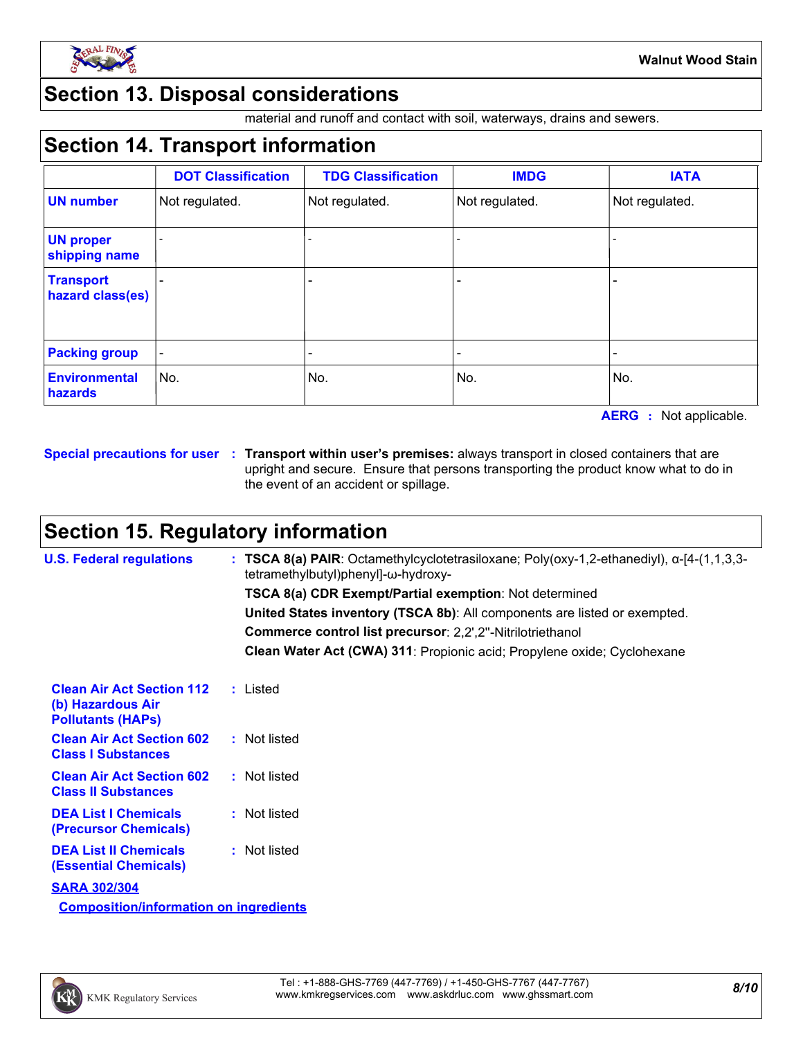## Section 13. Disposal considerations

material and runoff and contact with soil, waterways, drains and sewers.

## Section 14. Transport information

| | DOT Classification | TDG Classification | IMDG | IATA |
|---|---|---|---|---|
| **UN number** | Not regulated. | Not regulated. | Not regulated. | Not regulated. |
| **UN proper shipping name** | - | - | - | - |
| **Transport hazard class(es)** | - | - | - | - |
| **Packing group** | - | - | - | - |
| **Environmental hazards** | No. | No. | No. | No. |

**AERG** : Not applicable.

**Special precautions for user** : **Transport within user's premises:** always transport in closed containers that are upright and secure. Ensure that persons transporting the product know what to do in the event of an accident or spillage.

## Section 15. Regulatory information

**U.S. Federal regulations** : **TSCA 8(a) PAIR**: Octamethylcyclotetrasiloxane; Poly(oxy-1,2-ethanediyl), α-[4-(1,1,3,3-tetramethylbutyl)phenyl]-ω-hydroxy-

**TSCA 8(a) CDR Exempt/Partial exemption**: Not determined

**United States inventory (TSCA 8b)**: All components are listed or exempted.

**Commerce control list precursor**: 2,2',2''-Nitrilotriethanol

**Clean Water Act (CWA) 311**: Propionic acid; Propylene oxide; Cyclohexane

**Clean Air Act Section 112 (b) Hazardous Air Pollutants (HAPs)** : Listed

**Clean Air Act Section 602 Class I Substances** : Not listed

**Clean Air Act Section 602 Class II Substances** : Not listed

**DEA List I Chemicals (Precursor Chemicals)** : Not listed

**DEA List II Chemicals (Essential Chemicals)** : Not listed

**SARA 302/304**

**Composition/information on ingredients**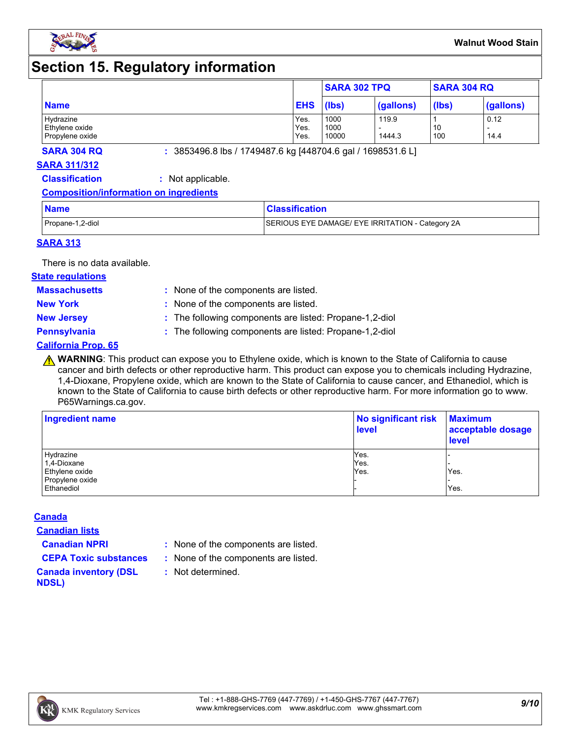# Section 15. Regulatory information

| Name | EHS | SARA 302 TPQ | | SARA 304 RQ | |
|---|---|---|---|---|---|
| | | (lbs) | (gallons) | (lbs) | (gallons) |
| Hydrazine | Yes. | 1000 | 119.9 | 1 | 0.12 |
| Ethylene oxide | Yes. | 1000 | - | 10 | - |
| Propylene oxide | Yes. | 10000 | 1444.3 | 100 | 14.4 |

**SARA 304 RQ** : 3853496.8 lbs / 1749487.6 kg [448704.6 gal / 1698531.6 L]

**SARA 311/312**

**Classification** : Not applicable.

**Composition/information on ingredients**

| Name | Classification |
|---|---|
| Propane-1,2-diol | SERIOUS EYE DAMAGE/ EYE IRRITATION - Category 2A |

**SARA 313**

There is no data available.

**State regulations**

**Massachusetts** : None of the components are listed.

**New York** : None of the components are listed.

**New Jersey** : The following components are listed: Propane-1,2-diol

**Pennsylvania** : The following components are listed: Propane-1,2-diol

**California Prop. 65**

⚠ **WARNING**: This product can expose you to Ethylene oxide, which is known to the State of California to cause cancer and birth defects or other reproductive harm. This product can expose you to chemicals including Hydrazine, 1,4-Dioxane, Propylene oxide, which are known to the State of California to cause cancer, and Ethanediol, which is known to the State of California to cause birth defects or other reproductive harm. For more information go to www. P65Warnings.ca.gov.

| Ingredient name | No significant risk level | Maximum acceptable dosage level |
|---|---|---|
| Hydrazine | Yes. | - |
| 1,4-Dioxane | Yes. | - |
| Ethylene oxide | Yes. | Yes. |
| Propylene oxide | - | - |
| Ethanediol | - | Yes. |

**Canada**

**Canadian lists**

**Canadian NPRI** : None of the components are listed.

**CEPA Toxic substances** : None of the components are listed.

**Canada inventory (DSL NDSL)** : Not determined.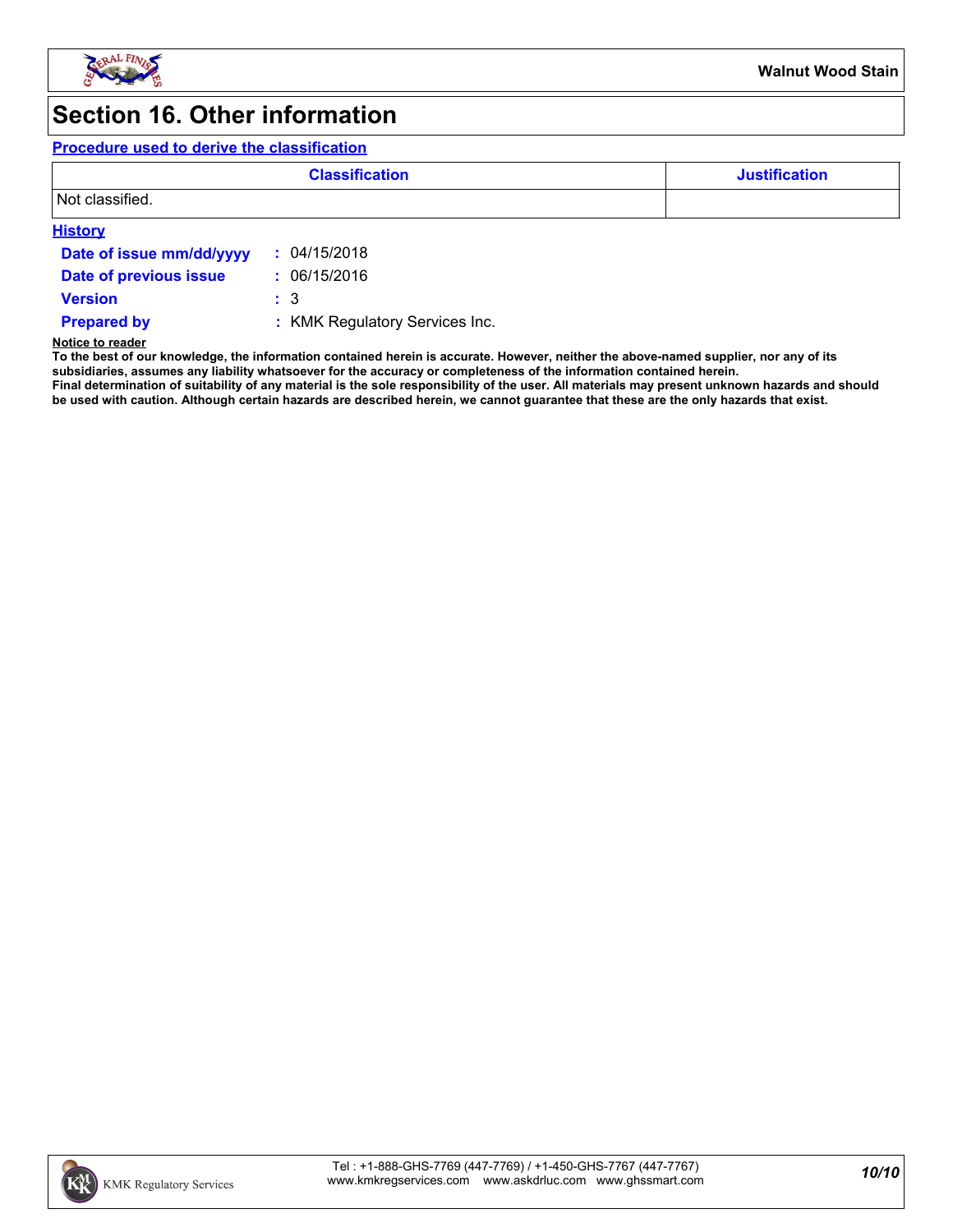# Section 16. Other information

**Procedure used to derive the classification**

| Classification | Justification |
| --- | --- |
| Not classified. | |

**History**

**Date of issue mm/dd/yyyy** : 04/15/2018

**Date of previous issue** : 06/15/2016

**Version** : 3

**Prepared by** : KMK Regulatory Services Inc.

**Notice to reader**

**To the best of our knowledge, the information contained herein is accurate. However, neither the above-named supplier, nor any of its subsidiaries, assumes any liability whatsoever for the accuracy or completeness of the information contained herein.**
**Final determination of suitability of any material is the sole responsibility of the user. All materials may present unknown hazards and should be used with caution. Although certain hazards are described herein, we cannot guarantee that these are the only hazards that exist.**